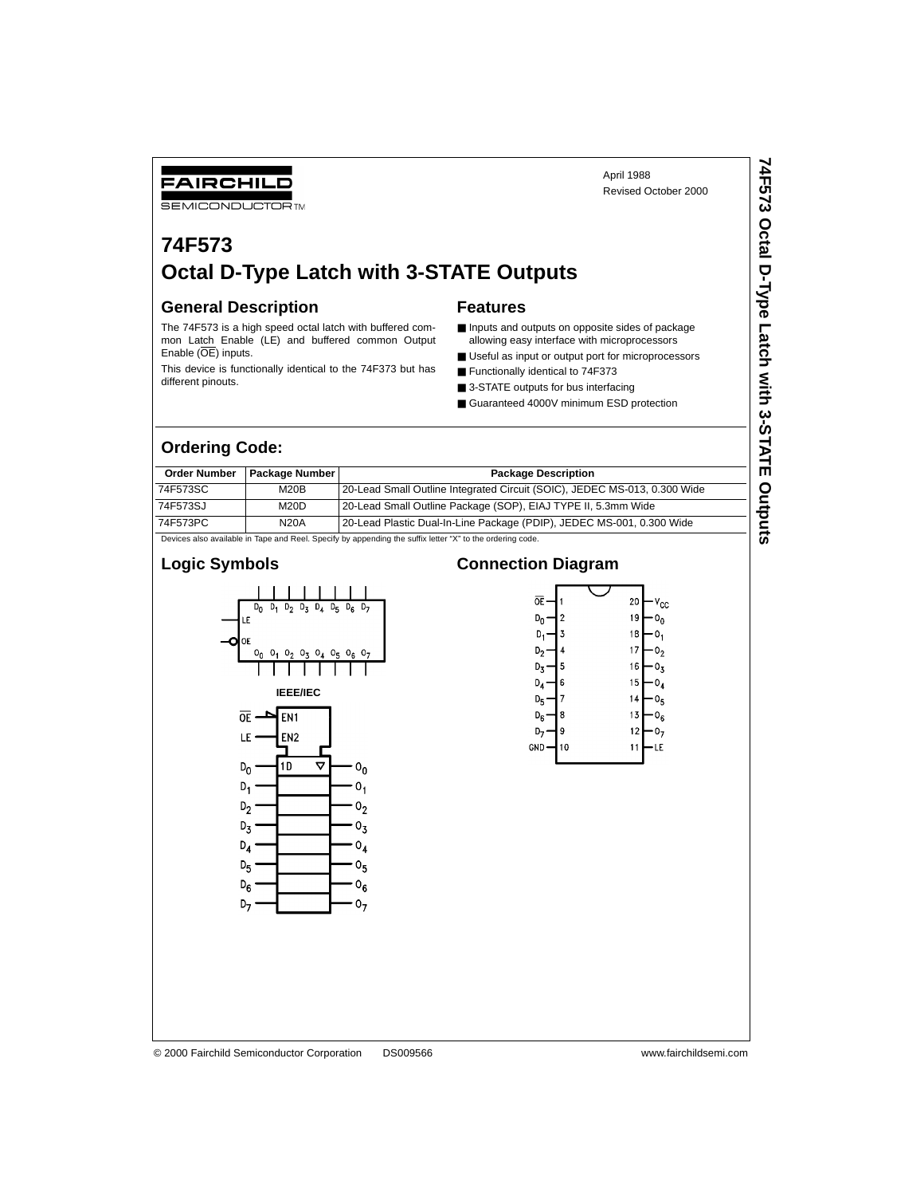FAIRCHILD SEMICONDUCTOR™

April 1988
Revised October 2000

# 74F573
# Octal D-Type Latch with 3-STATE Outputs

## General Description

The 74F573 is a high speed octal latch with buffered common Latch Enable (LE) and buffered common Output Enable ($\overline{OE}$) inputs.

This device is functionally identical to the 74F373 but has different pinouts.

## Features

- Inputs and outputs on opposite sides of package allowing easy interface with microprocessors
- Useful as input or output port for microprocessors
- Functionally identical to 74F373
- 3-STATE outputs for bus interfacing
- Guaranteed 4000V minimum ESD protection

## Ordering Code:

| Order Number | Package Number | Package Description |
|---|---|---|
| 74F573SC | M20B | 20-Lead Small Outline Integrated Circuit (SOIC), JEDEC MS-013, 0.300 Wide |
| 74F573SJ | M20D | 20-Lead Small Outline Package (SOP), EIAJ TYPE II, 5.3mm Wide |
| 74F573PC | N20A | 20-Lead Plastic Dual-In-Line Package (PDIP), JEDEC MS-001, 0.300 Wide |

Devices also available in Tape and Reel. Specify by appending the suffix letter "X" to the ordering code.

## Logic Symbols

IEEE/IEC

## Connection Diagram

| Pin | Name | Pin | Name |
|---|---|---|---|
| 1 | $\overline{OE}$ | 20 | $V_{CC}$ |
| 2 | $D_0$ | 19 | $O_0$ |
| 3 | $D_1$ | 18 | $O_1$ |
| 4 | $D_2$ | 17 | $O_2$ |
| 5 | $D_3$ | 16 | $O_3$ |
| 6 | $D_4$ | 15 | $O_4$ |
| 7 | $D_5$ | 14 | $O_5$ |
| 8 | $D_6$ | 13 | $O_6$ |
| 9 | $D_7$ | 12 | $O_7$ |
| 10 | GND | 11 | LE |

© 2000 Fairchild Semiconductor Corporation DS009566 www.fairchildsemi.com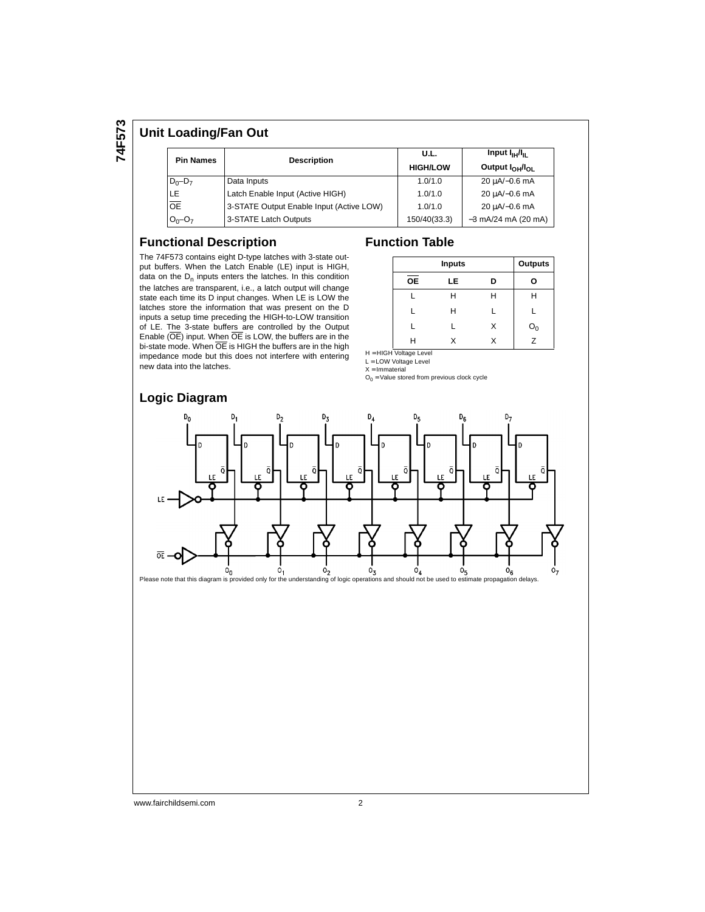## Unit Loading/Fan Out

| Pin Names | Description | U.L. HIGH/LOW | Input $I_{IH}/I_{IL}$ Output $I_{OH}/I_{OL}$ |
|---|---|---|---|
| $D_0$–$D_7$ | Data Inputs | 1.0/1.0 | 20 µA/−0.6 mA |
| LE | Latch Enable Input (Active HIGH) | 1.0/1.0 | 20 µA/−0.6 mA |
| $\overline{OE}$ | 3-STATE Output Enable Input (Active LOW) | 1.0/1.0 | 20 µA/−0.6 mA |
| $O_0$–$O_7$ | 3-STATE Latch Outputs | 150/40(33.3) | −3 mA/24 mA (20 mA) |

## Functional Description

The 74F573 contains eight D-type latches with 3-state output buffers. When the Latch Enable (LE) input is HIGH, data on the $D_n$ inputs enters the latches. In this condition the latches are transparent, i.e., a latch output will change state each time its D input changes. When LE is LOW the latches store the information that was present on the D inputs a setup time preceding the HIGH-to-LOW transition of LE. The 3-state buffers are controlled by the Output Enable ($\overline{OE}$) input. When $\overline{OE}$ is LOW, the buffers are in the bi-state mode. When $\overline{OE}$ is HIGH the buffers are in the high impedance mode but this does not interfere with entering new data into the latches.

## Function Table

| Inputs | | | Outputs |
|---|---|---|---|
| $\overline{OE}$ | LE | D | O |
| L | H | H | H |
| L | H | L | L |
| L | L | X | $O_0$ |
| H | X | X | Z |

H = HIGH Voltage Level
L = LOW Voltage Level
X = Immaterial
$O_0$ = Value stored from previous clock cycle

## Logic Diagram

Please note that this diagram is provided only for the understanding of logic operations and should not be used to estimate propagation delays.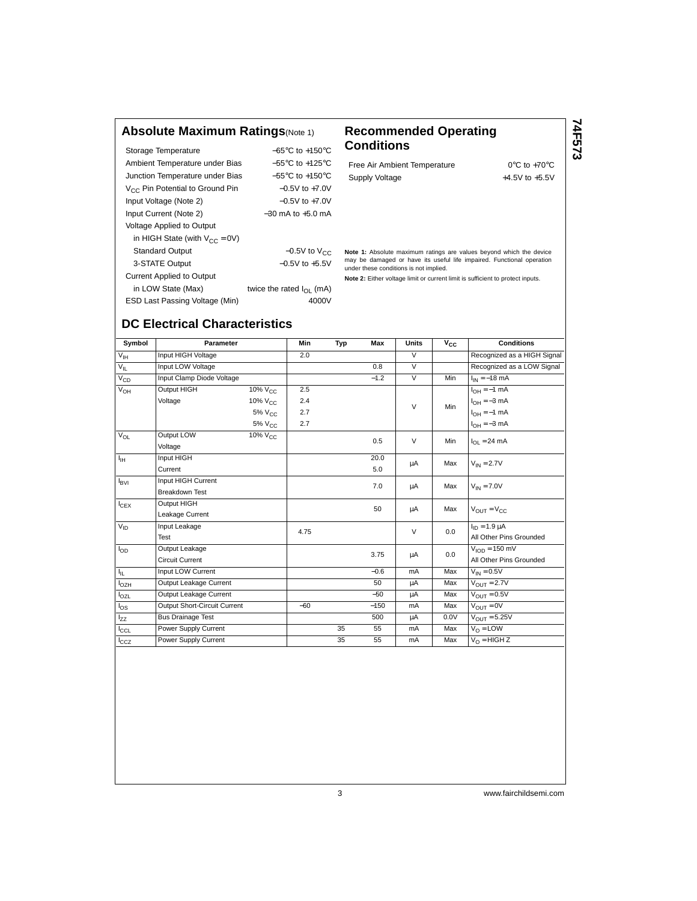## Absolute Maximum Ratings (Note 1)

| | |
|---|---|
| Storage Temperature | −65°C to +150°C |
| Ambient Temperature under Bias | −55°C to +125°C |
| Junction Temperature under Bias | −55°C to +150°C |
| $V_{CC}$ Pin Potential to Ground Pin | −0.5V to +7.0V |
| Input Voltage (Note 2) | −0.5V to +7.0V |
| Input Current (Note 2) | −30 mA to +5.0 mA |
| Voltage Applied to Output in HIGH State (with $V_{CC}$ = 0V) | |
| Standard Output | −0.5V to $V_{CC}$ |
| 3-STATE Output | −0.5V to +5.5V |
| Current Applied to Output in LOW State (Max) | twice the rated $I_{OL}$ (mA) |
| ESD Last Passing Voltage (Min) | 4000V |

## Recommended Operating Conditions

| | |
|---|---|
| Free Air Ambient Temperature | 0°C to +70°C |
| Supply Voltage | +4.5V to +5.5V |

**Note 1:** Absolute maximum ratings are values beyond which the device may be damaged or have its useful life impaired. Functional operation under these conditions is not implied.

**Note 2:** Either voltage limit or current limit is sufficient to protect inputs.

## DC Electrical Characteristics

| Symbol | Parameter | | Min | Typ | Max | Units | $V_{CC}$ | Conditions |
|---|---|---|---|---|---|---|---|---|
| $V_{IH}$ | Input HIGH Voltage | | 2.0 | | | V | | Recognized as a HIGH Signal |
| $V_{IL}$ | Input LOW Voltage | | | | 0.8 | V | | Recognized as a LOW Signal |
| $V_{CD}$ | Input Clamp Diode Voltage | | | | −1.2 | V | Min | $I_{IN}$ = −18 mA |
| $V_{OH}$ | Output HIGH Voltage | 10% $V_{CC}$ | 2.5 | | | V | Min | $I_{OH}$ = −1 mA |
| | | 10% $V_{CC}$ | 2.4 | | | | | $I_{OH}$ = −3 mA |
| | | 5% $V_{CC}$ | 2.7 | | | | | $I_{OH}$ = −1 mA |
| | | 5% $V_{CC}$ | 2.7 | | | | | $I_{OH}$ = −3 mA |
| $V_{OL}$ | Output LOW Voltage | 10% $V_{CC}$ | | | 0.5 | V | Min | $I_{OL}$ = 24 mA |
| $I_{IH}$ | Input HIGH Current | | | | 20.0 | µA | Max | $V_{IN}$ = 2.7V |
| | | | | | 5.0 | | | |
| $I_{BVI}$ | Input HIGH Current Breakdown Test | | | | 7.0 | µA | Max | $V_{IN}$ = 7.0V |
| $I_{CEX}$ | Output HIGH Leakage Current | | | | 50 | µA | Max | $V_{OUT}$ = $V_{CC}$ |
| $V_{ID}$ | Input Leakage Test | | 4.75 | | | V | 0.0 | $I_{ID}$ = 1.9 µA All Other Pins Grounded |
| $I_{OD}$ | Output Leakage Circuit Current | | | | 3.75 | µA | 0.0 | $V_{IOD}$ = 150 mV All Other Pins Grounded |
| $I_{IL}$ | Input LOW Current | | | | −0.6 | mA | Max | $V_{IN}$ = 0.5V |
| $I_{OZH}$ | Output Leakage Current | | | | 50 | µA | Max | $V_{OUT}$ = 2.7V |
| $I_{OZL}$ | Output Leakage Current | | | | −50 | µA | Max | $V_{OUT}$ = 0.5V |
| $I_{OS}$ | Output Short-Circuit Current | | −60 | | −150 | mA | Max | $V_{OUT}$ = 0V |
| $I_{ZZ}$ | Bus Drainage Test | | | | 500 | µA | 0.0V | $V_{OUT}$ = 5.25V |
| $I_{CCL}$ | Power Supply Current | | | 35 | 55 | mA | Max | $V_O$ = LOW |
| $I_{CCZ}$ | Power Supply Current | | | 35 | 55 | mA | Max | $V_O$ = HIGH Z |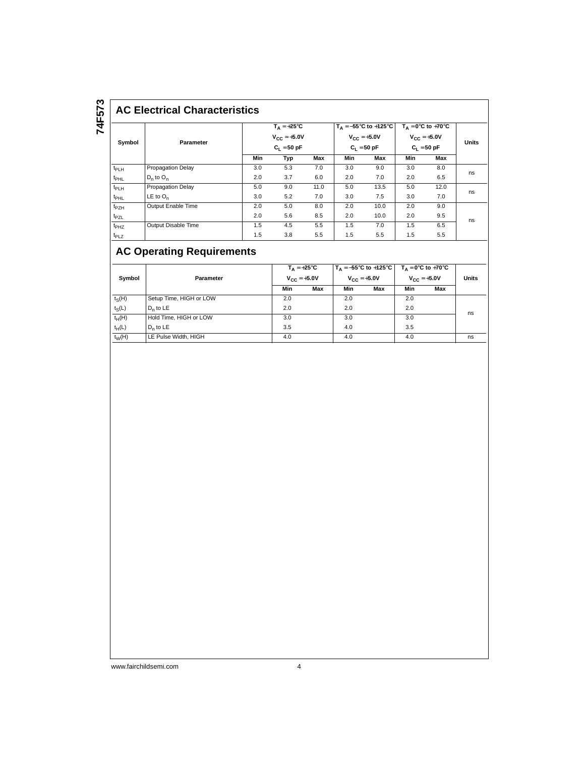## AC Electrical Characteristics

| Symbol | Parameter | $T_A = +25°C$, $V_{CC} = +5.0V$, $C_L = 50$ pF | | | $T_A = -55°C$ to $+125°C$, $V_{CC} = +5.0V$, $C_L = 50$ pF | | $T_A = 0°C$ to $+70°C$, $V_{CC} = +5.0V$, $C_L = 50$ pF | | Units |
|---|---|---|---|---|---|---|---|---|---|
| | | Min | Typ | Max | Min | Max | Min | Max | |
| $t_{PLH}$ | Propagation Delay | 3.0 | 5.3 | 7.0 | 3.0 | 9.0 | 3.0 | 8.0 | ns |
| $t_{PHL}$ | $D_n$ to $O_n$ | 2.0 | 3.7 | 6.0 | 2.0 | 7.0 | 2.0 | 6.5 | |
| $t_{PLH}$ | Propagation Delay | 5.0 | 9.0 | 11.0 | 5.0 | 13.5 | 5.0 | 12.0 | ns |
| $t_{PHL}$ | LE to $O_n$ | 3.0 | 5.2 | 7.0 | 3.0 | 7.5 | 3.0 | 7.0 | |
| $t_{PZH}$ | Output Enable Time | 2.0 | 5.0 | 8.0 | 2.0 | 10.0 | 2.0 | 9.0 | ns |
| $t_{PZL}$ | | 2.0 | 5.6 | 8.5 | 2.0 | 10.0 | 2.0 | 9.5 | |
| $t_{PHZ}$ | Output Disable Time | 1.5 | 4.5 | 5.5 | 1.5 | 7.0 | 1.5 | 6.5 | |
| $t_{PLZ}$ | | 1.5 | 3.8 | 5.5 | 1.5 | 5.5 | 1.5 | 5.5 | |

## AC Operating Requirements

| Symbol | Parameter | $T_A = +25°C$, $V_{CC} = +5.0V$ | | $T_A = -55°C$ to $+125°C$, $V_{CC} = +5.0V$ | | $T_A = 0°C$ to $+70°C$, $V_{CC} = +5.0V$ | | Units |
|---|---|---|---|---|---|---|---|---|
| | | Min | Max | Min | Max | Min | Max | |
| $t_S(H)$ | Setup Time, HIGH or LOW | 2.0 | | 2.0 | | 2.0 | | ns |
| $t_S(L)$ | $D_n$ to LE | 2.0 | | 2.0 | | 2.0 | | |
| $t_H(H)$ | Hold Time, HIGH or LOW | 3.0 | | 3.0 | | 3.0 | | |
| $t_H(L)$ | $D_n$ to LE | 3.5 | | 4.0 | | 3.5 | | |
| $t_W(H)$ | LE Pulse Width, HIGH | 4.0 | | 4.0 | | 4.0 | | ns |